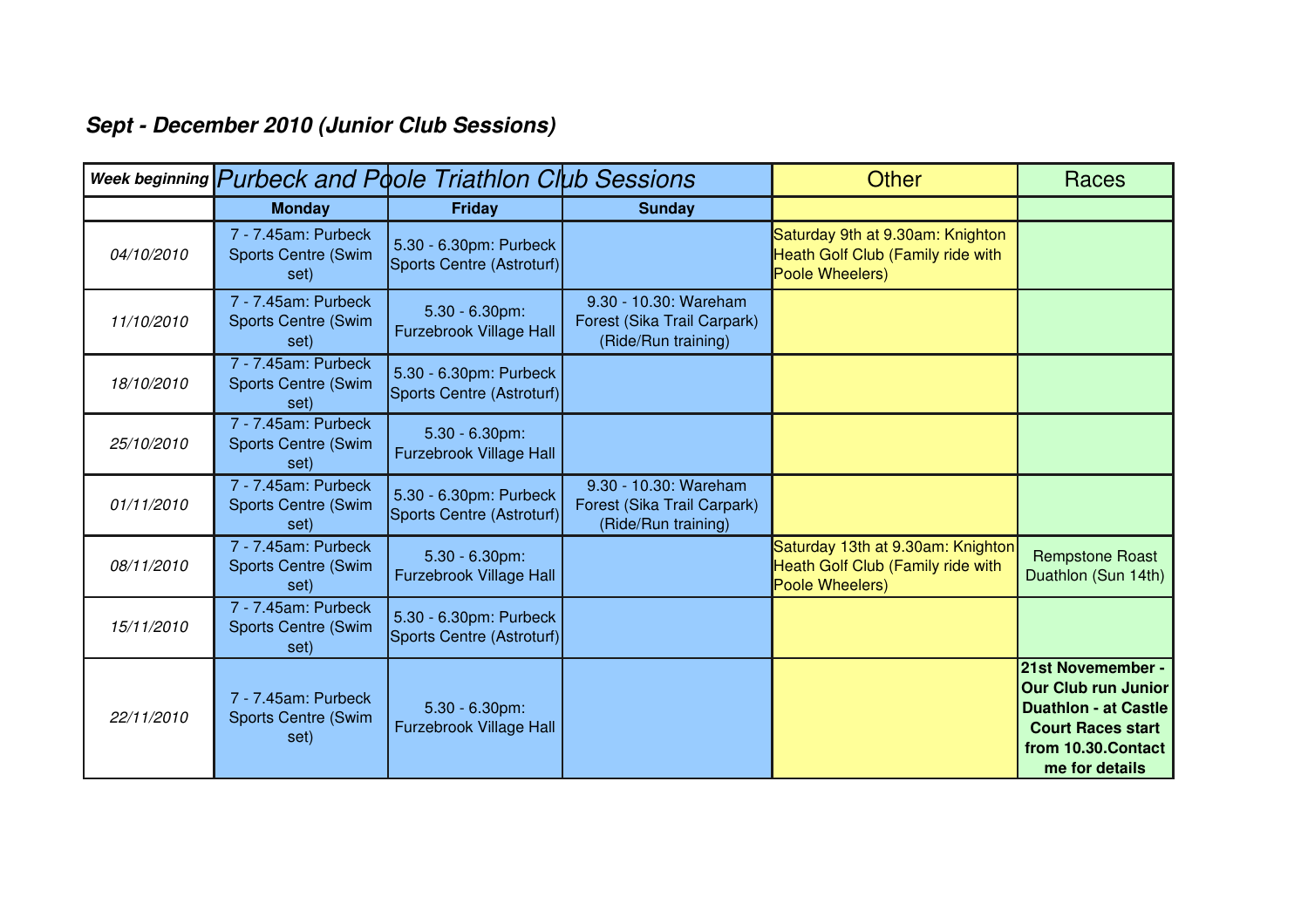## *Sept - December 2010 (Junior Club Sessions)*

| Week beginning | Purbeck and Poole Triathlon Club Sessions | | | Other | Races |
|---|---|---|---|---|---|
| | **Monday** | **Friday** | **Sunday** | | |
| *04/10/2010* | 7 - 7.45am: Purbeck Sports Centre (Swim set) | 5.30 - 6.30pm: Purbeck Sports Centre (Astroturf) | | Saturday 9th at 9.30am: Knighton Heath Golf Club (Family ride with Poole Wheelers) | |
| *11/10/2010* | 7 - 7.45am: Purbeck Sports Centre (Swim set) | 5.30 - 6.30pm: Furzebrook Village Hall | 9.30 - 10.30: Wareham Forest (Sika Trail Carpark) (Ride/Run training) | | |
| *18/10/2010* | 7 - 7.45am: Purbeck Sports Centre (Swim set) | 5.30 - 6.30pm: Purbeck Sports Centre (Astroturf) | | | |
| *25/10/2010* | 7 - 7.45am: Purbeck Sports Centre (Swim set) | 5.30 - 6.30pm: Furzebrook Village Hall | | | |
| *01/11/2010* | 7 - 7.45am: Purbeck Sports Centre (Swim set) | 5.30 - 6.30pm: Purbeck Sports Centre (Astroturf) | 9.30 - 10.30: Wareham Forest (Sika Trail Carpark) (Ride/Run training) | | |
| *08/11/2010* | 7 - 7.45am: Purbeck Sports Centre (Swim set) | 5.30 - 6.30pm: Furzebrook Village Hall | | Saturday 13th at 9.30am: Knighton Heath Golf Club (Family ride with Poole Wheelers) | Rempstone Roast Duathlon (Sun 14th) |
| *15/11/2010* | 7 - 7.45am: Purbeck Sports Centre (Swim set) | 5.30 - 6.30pm: Purbeck Sports Centre (Astroturf) | | | |
| *22/11/2010* | 7 - 7.45am: Purbeck Sports Centre (Swim set) | 5.30 - 6.30pm: Furzebrook Village Hall | | | **21st Novemember - Our Club run Junior Duathlon - at Castle Court Races start from 10.30.Contact me for details** |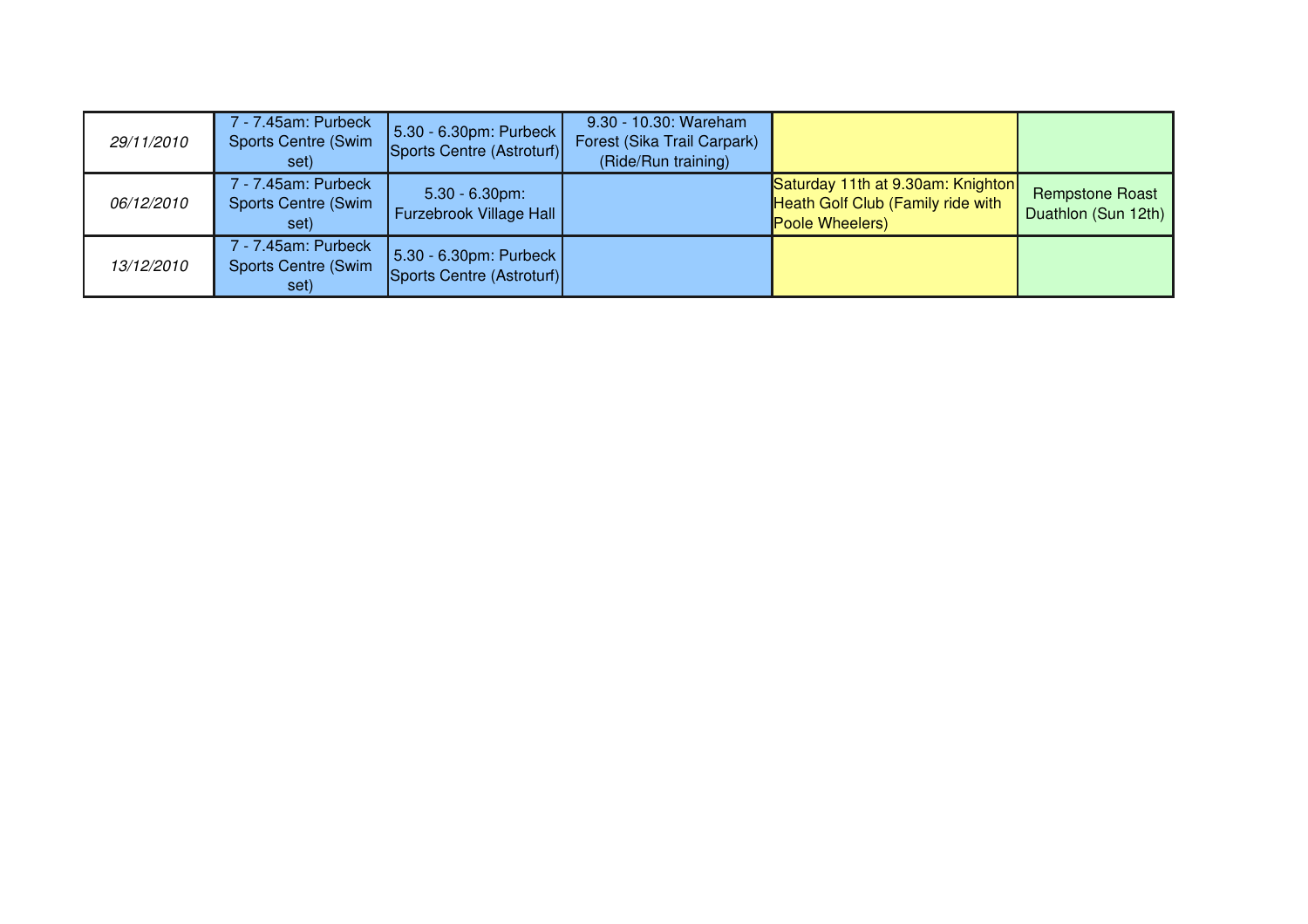| | | | | | |
|---|---|---|---|---|---|
| *29/11/2010* | 7 - 7.45am: Purbeck Sports Centre (Swim set) | 5.30 - 6.30pm: Purbeck Sports Centre (Astroturf) | 9.30 - 10.30: Wareham Forest (Sika Trail Carpark) (Ride/Run training) | | |
| *06/12/2010* | 7 - 7.45am: Purbeck Sports Centre (Swim set) | 5.30 - 6.30pm: Furzebrook Village Hall | | Saturday 11th at 9.30am: Knighton Heath Golf Club (Family ride with Poole Wheelers) | Rempstone Roast Duathlon (Sun 12th) |
| *13/12/2010* | 7 - 7.45am: Purbeck Sports Centre (Swim set) | 5.30 - 6.30pm: Purbeck Sports Centre (Astroturf) | | | |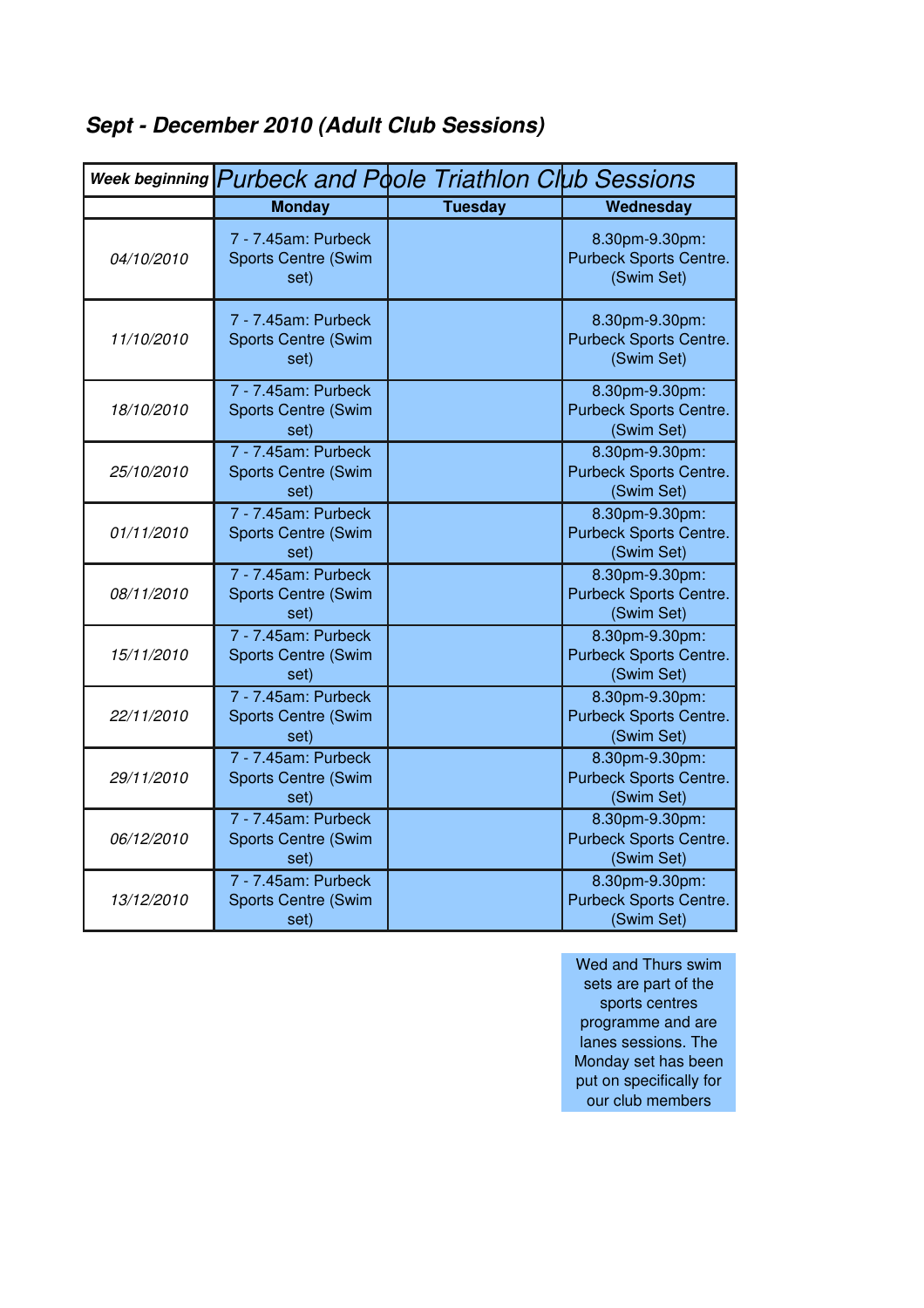## *Sept - December 2010 (Adult Club Sessions)*

| ***Week beginning*** | *Purbeck and Poole Triathlon Club Sessions* | | |
|---|---|---|---|
| | **Monday** | **Tuesday** | **Wednesday** |
| *04/10/2010* | 7 - 7.45am: Purbeck Sports Centre (Swim set) | | 8.30pm-9.30pm: Purbeck Sports Centre. (Swim Set) |
| *11/10/2010* | 7 - 7.45am: Purbeck Sports Centre (Swim set) | | 8.30pm-9.30pm: Purbeck Sports Centre. (Swim Set) |
| *18/10/2010* | 7 - 7.45am: Purbeck Sports Centre (Swim set) | | 8.30pm-9.30pm: Purbeck Sports Centre. (Swim Set) |
| *25/10/2010* | 7 - 7.45am: Purbeck Sports Centre (Swim set) | | 8.30pm-9.30pm: Purbeck Sports Centre. (Swim Set) |
| *01/11/2010* | 7 - 7.45am: Purbeck Sports Centre (Swim set) | | 8.30pm-9.30pm: Purbeck Sports Centre. (Swim Set) |
| *08/11/2010* | 7 - 7.45am: Purbeck Sports Centre (Swim set) | | 8.30pm-9.30pm: Purbeck Sports Centre. (Swim Set) |
| *15/11/2010* | 7 - 7.45am: Purbeck Sports Centre (Swim set) | | 8.30pm-9.30pm: Purbeck Sports Centre. (Swim Set) |
| *22/11/2010* | 7 - 7.45am: Purbeck Sports Centre (Swim set) | | 8.30pm-9.30pm: Purbeck Sports Centre. (Swim Set) |
| *29/11/2010* | 7 - 7.45am: Purbeck Sports Centre (Swim set) | | 8.30pm-9.30pm: Purbeck Sports Centre. (Swim Set) |
| *06/12/2010* | 7 - 7.45am: Purbeck Sports Centre (Swim set) | | 8.30pm-9.30pm: Purbeck Sports Centre. (Swim Set) |
| *13/12/2010* | 7 - 7.45am: Purbeck Sports Centre (Swim set) | | 8.30pm-9.30pm: Purbeck Sports Centre. (Swim Set) |

Wed and Thurs swim sets are part of the sports centres programme and are lanes sessions. The Monday set has been put on specifically for our club members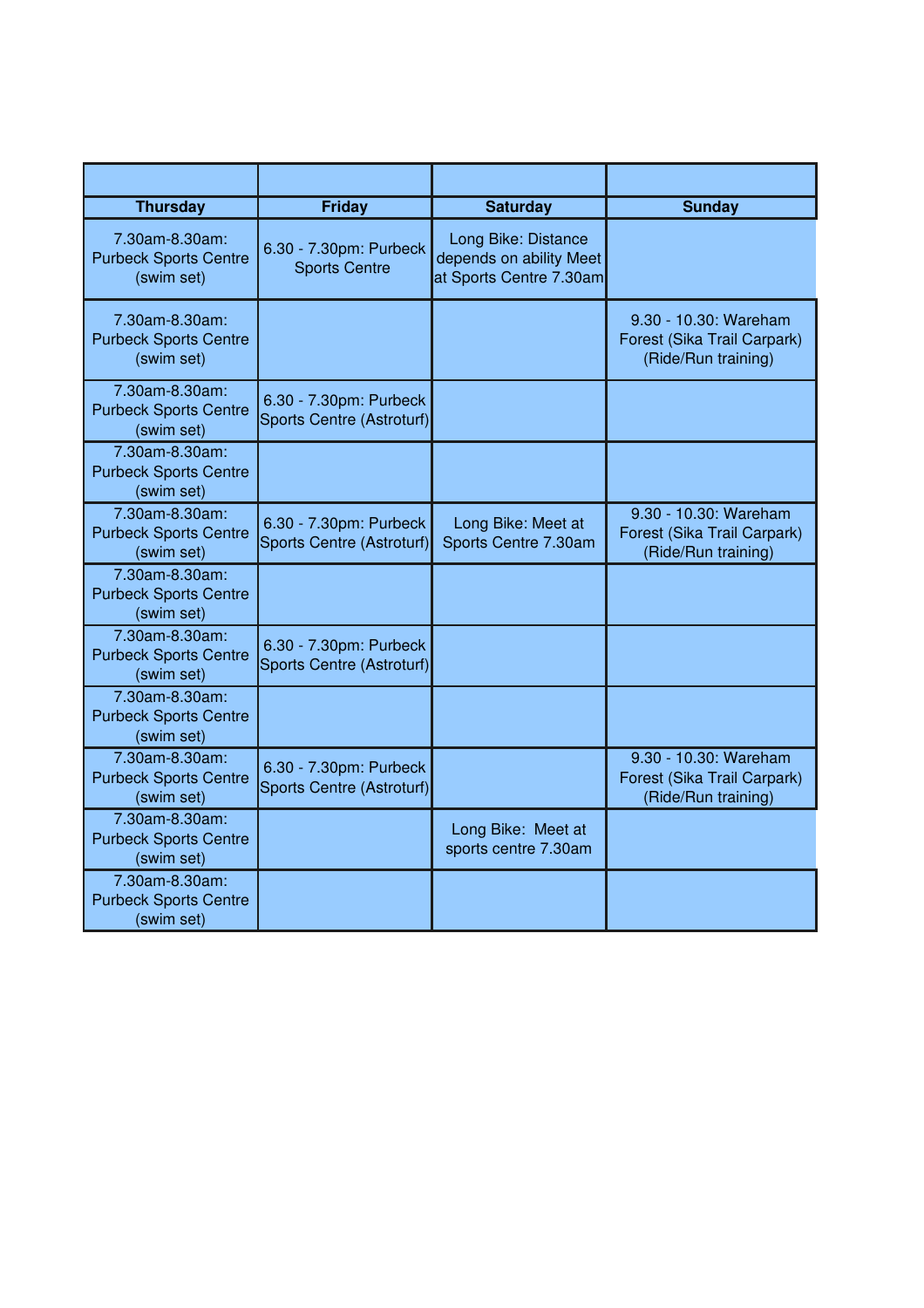| | | | |
|---|---|---|---|
| **Thursday** | **Friday** | **Saturday** | **Sunday** |
| 7.30am-8.30am: Purbeck Sports Centre (swim set) | 6.30 - 7.30pm: Purbeck Sports Centre | Long Bike: Distance depends on ability Meet at Sports Centre 7.30am | |
| 7.30am-8.30am: Purbeck Sports Centre (swim set) | | | 9.30 - 10.30: Wareham Forest (Sika Trail Carpark) (Ride/Run training) |
| 7.30am-8.30am: Purbeck Sports Centre (swim set) | 6.30 - 7.30pm: Purbeck Sports Centre (Astroturf) | | |
| 7.30am-8.30am: Purbeck Sports Centre (swim set) | | | |
| 7.30am-8.30am: Purbeck Sports Centre (swim set) | 6.30 - 7.30pm: Purbeck Sports Centre (Astroturf) | Long Bike: Meet at Sports Centre 7.30am | 9.30 - 10.30: Wareham Forest (Sika Trail Carpark) (Ride/Run training) |
| 7.30am-8.30am: Purbeck Sports Centre (swim set) | | | |
| 7.30am-8.30am: Purbeck Sports Centre (swim set) | 6.30 - 7.30pm: Purbeck Sports Centre (Astroturf) | | |
| 7.30am-8.30am: Purbeck Sports Centre (swim set) | | | |
| 7.30am-8.30am: Purbeck Sports Centre (swim set) | 6.30 - 7.30pm: Purbeck Sports Centre (Astroturf) | | 9.30 - 10.30: Wareham Forest (Sika Trail Carpark) (Ride/Run training) |
| 7.30am-8.30am: Purbeck Sports Centre (swim set) | | Long Bike: Meet at sports centre 7.30am | |
| 7.30am-8.30am: Purbeck Sports Centre (swim set) | | | |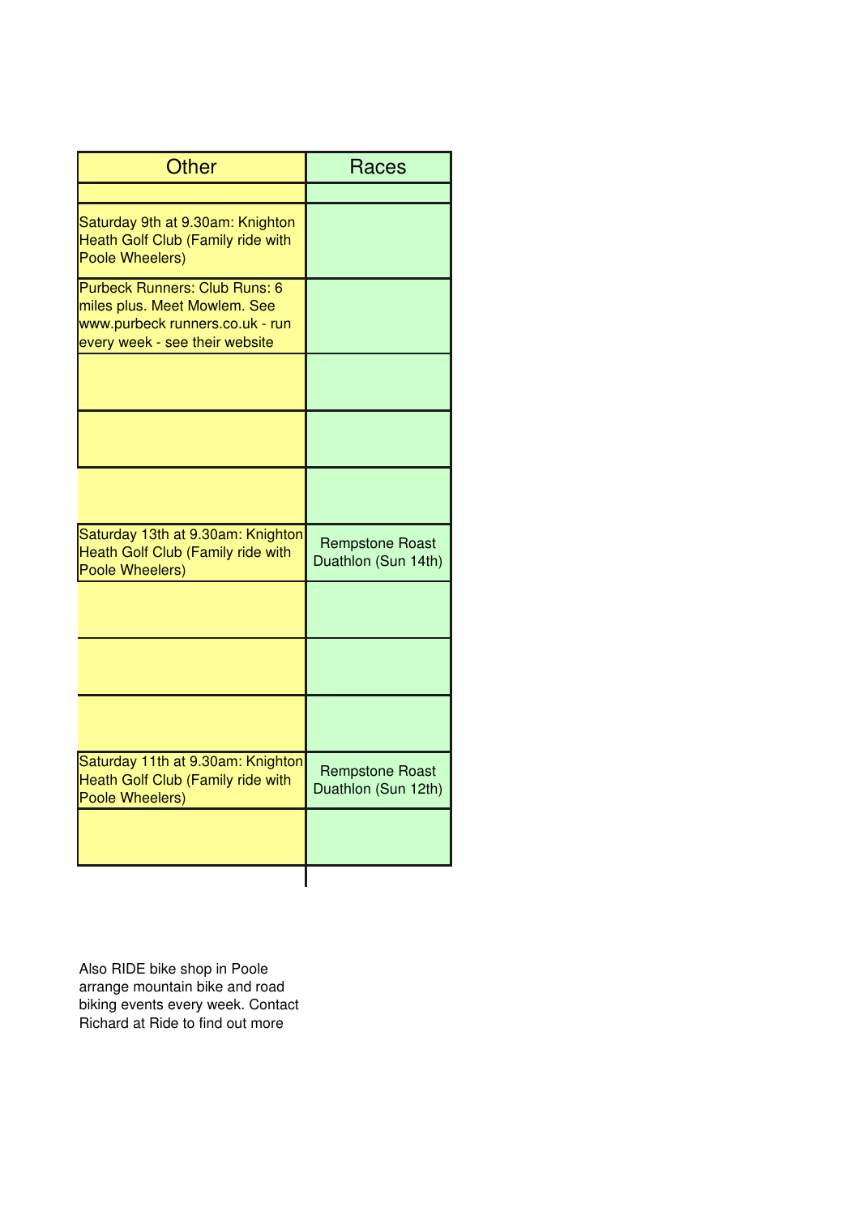| Other | Races |
|---|---|
| | |
| Saturday 9th at 9.30am: Knighton Heath Golf Club (Family ride with Poole Wheelers) | |
| Purbeck Runners: Club Runs: 6 miles plus. Meet Mowlem. See www.purbeck runners.co.uk - run every week - see their website | |
| | |
| | |
| | |
| Saturday 13th at 9.30am: Knighton Heath Golf Club (Family ride with Poole Wheelers) | Rempstone Roast Duathlon (Sun 14th) |
| | |
| | |
| | |
| Saturday 11th at 9.30am: Knighton Heath Golf Club (Family ride with Poole Wheelers) | Rempstone Roast Duathlon (Sun 12th) |
| | |

Also RIDE bike shop in Poole arrange mountain bike and road biking events every week. Contact Richard at Ride to find out more